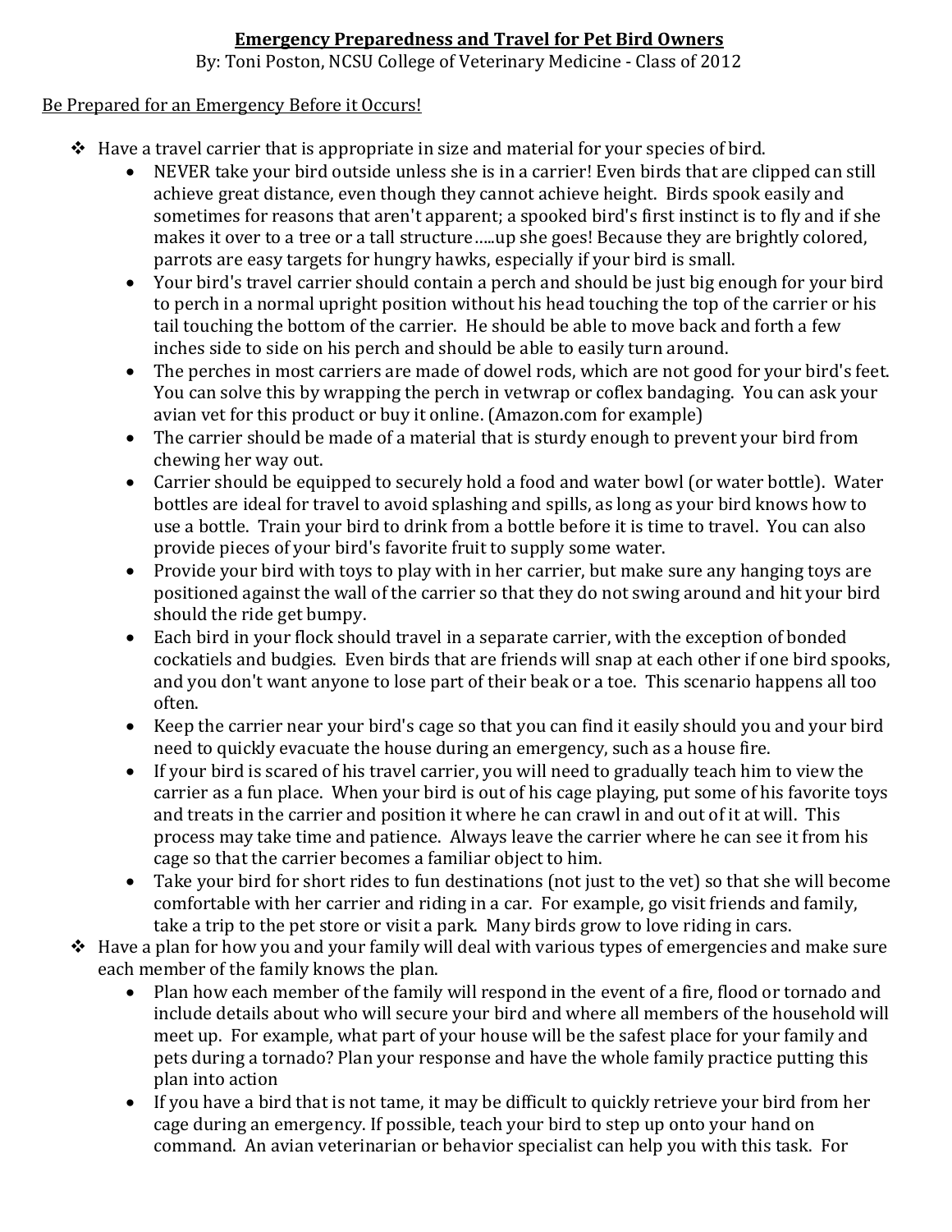# Emergency Preparedness and Travel for Pet Bird Owners

By: Toni Poston, NCSU College of Veterinary Medicine - Class of 2012

## Be Prepared for an Emergency Before it Occurs!

- Have a travel carrier that is appropriate in size and material for your species of bird.
    - NEVER take your bird outside unless she is in a carrier! Even birds that are clipped can still achieve great distance, even though they cannot achieve height. Birds spook easily and sometimes for reasons that aren't apparent; a spooked bird's first instinct is to fly and if she makes it over to a tree or a tall structure…..up she goes! Because they are brightly colored, parrots are easy targets for hungry hawks, especially if your bird is small.
    - Your bird's travel carrier should contain a perch and should be just big enough for your bird to perch in a normal upright position without his head touching the top of the carrier or his tail touching the bottom of the carrier. He should be able to move back and forth a few inches side to side on his perch and should be able to easily turn around.
    - The perches in most carriers are made of dowel rods, which are not good for your bird's feet. You can solve this by wrapping the perch in vetwrap or coflex bandaging. You can ask your avian vet for this product or buy it online. (Amazon.com for example)
    - The carrier should be made of a material that is sturdy enough to prevent your bird from chewing her way out.
    - Carrier should be equipped to securely hold a food and water bowl (or water bottle). Water bottles are ideal for travel to avoid splashing and spills, as long as your bird knows how to use a bottle. Train your bird to drink from a bottle before it is time to travel. You can also provide pieces of your bird's favorite fruit to supply some water.
    - Provide your bird with toys to play with in her carrier, but make sure any hanging toys are positioned against the wall of the carrier so that they do not swing around and hit your bird should the ride get bumpy.
    - Each bird in your flock should travel in a separate carrier, with the exception of bonded cockatiels and budgies. Even birds that are friends will snap at each other if one bird spooks, and you don't want anyone to lose part of their beak or a toe. This scenario happens all too often.
    - Keep the carrier near your bird's cage so that you can find it easily should you and your bird need to quickly evacuate the house during an emergency, such as a house fire.
    - If your bird is scared of his travel carrier, you will need to gradually teach him to view the carrier as a fun place. When your bird is out of his cage playing, put some of his favorite toys and treats in the carrier and position it where he can crawl in and out of it at will. This process may take time and patience. Always leave the carrier where he can see it from his cage so that the carrier becomes a familiar object to him.
    - Take your bird for short rides to fun destinations (not just to the vet) so that she will become comfortable with her carrier and riding in a car. For example, go visit friends and family, take a trip to the pet store or visit a park. Many birds grow to love riding in cars.
- Have a plan for how you and your family will deal with various types of emergencies and make sure each member of the family knows the plan.
    - Plan how each member of the family will respond in the event of a fire, flood or tornado and include details about who will secure your bird and where all members of the household will meet up. For example, what part of your house will be the safest place for your family and pets during a tornado? Plan your response and have the whole family practice putting this plan into action
    - If you have a bird that is not tame, it may be difficult to quickly retrieve your bird from her cage during an emergency. If possible, teach your bird to step up onto your hand on command. An avian veterinarian or behavior specialist can help you with this task. For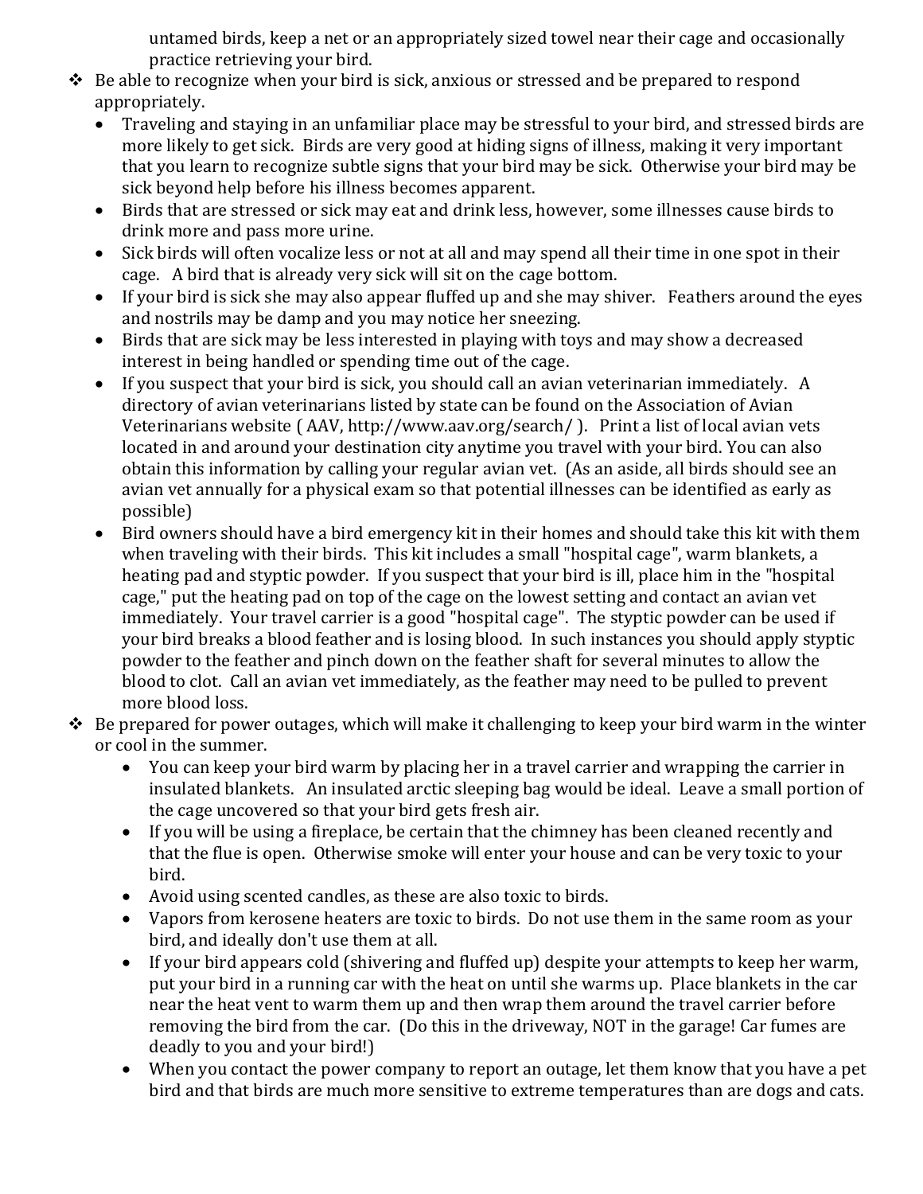untamed birds, keep a net or an appropriately sized towel near their cage and occasionally practice retrieving your bird.

- Be able to recognize when your bird is sick, anxious or stressed and be prepared to respond appropriately.
  - Traveling and staying in an unfamiliar place may be stressful to your bird, and stressed birds are more likely to get sick. Birds are very good at hiding signs of illness, making it very important that you learn to recognize subtle signs that your bird may be sick. Otherwise your bird may be sick beyond help before his illness becomes apparent.
  - Birds that are stressed or sick may eat and drink less, however, some illnesses cause birds to drink more and pass more urine.
  - Sick birds will often vocalize less or not at all and may spend all their time in one spot in their cage. A bird that is already very sick will sit on the cage bottom.
  - If your bird is sick she may also appear fluffed up and she may shiver. Feathers around the eyes and nostrils may be damp and you may notice her sneezing.
  - Birds that are sick may be less interested in playing with toys and may show a decreased interest in being handled or spending time out of the cage.
  - If you suspect that your bird is sick, you should call an avian veterinarian immediately. A directory of avian veterinarians listed by state can be found on the Association of Avian Veterinarians website ( AAV, http://www.aav.org/search/ ). Print a list of local avian vets located in and around your destination city anytime you travel with your bird. You can also obtain this information by calling your regular avian vet. (As an aside, all birds should see an avian vet annually for a physical exam so that potential illnesses can be identified as early as possible)
  - Bird owners should have a bird emergency kit in their homes and should take this kit with them when traveling with their birds. This kit includes a small "hospital cage", warm blankets, a heating pad and styptic powder. If you suspect that your bird is ill, place him in the "hospital cage," put the heating pad on top of the cage on the lowest setting and contact an avian vet immediately. Your travel carrier is a good "hospital cage". The styptic powder can be used if your bird breaks a blood feather and is losing blood. In such instances you should apply styptic powder to the feather and pinch down on the feather shaft for several minutes to allow the blood to clot. Call an avian vet immediately, as the feather may need to be pulled to prevent more blood loss.
- Be prepared for power outages, which will make it challenging to keep your bird warm in the winter or cool in the summer.
  - You can keep your bird warm by placing her in a travel carrier and wrapping the carrier in insulated blankets. An insulated arctic sleeping bag would be ideal. Leave a small portion of the cage uncovered so that your bird gets fresh air.
  - If you will be using a fireplace, be certain that the chimney has been cleaned recently and that the flue is open. Otherwise smoke will enter your house and can be very toxic to your bird.
  - Avoid using scented candles, as these are also toxic to birds.
  - Vapors from kerosene heaters are toxic to birds. Do not use them in the same room as your bird, and ideally don't use them at all.
  - If your bird appears cold (shivering and fluffed up) despite your attempts to keep her warm, put your bird in a running car with the heat on until she warms up. Place blankets in the car near the heat vent to warm them up and then wrap them around the travel carrier before removing the bird from the car. (Do this in the driveway, NOT in the garage! Car fumes are deadly to you and your bird!)
  - When you contact the power company to report an outage, let them know that you have a pet bird and that birds are much more sensitive to extreme temperatures than are dogs and cats.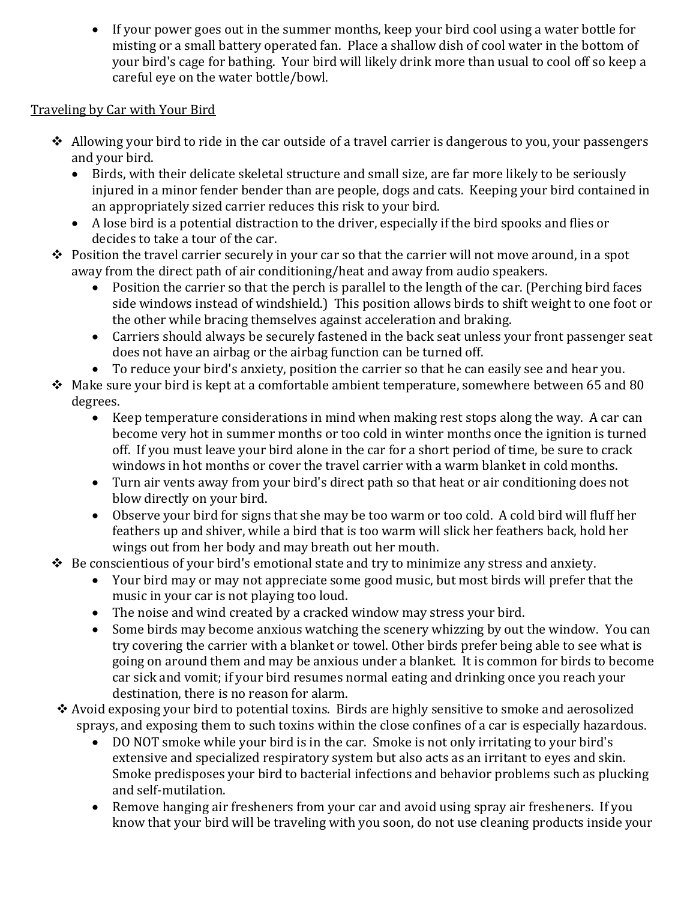- If your power goes out in the summer months, keep your bird cool using a water bottle for misting or a small battery operated fan. Place a shallow dish of cool water in the bottom of your bird's cage for bathing. Your bird will likely drink more than usual to cool off so keep a careful eye on the water bottle/bowl.

<u>Traveling by Car with Your Bird</u>

- Allowing your bird to ride in the car outside of a travel carrier is dangerous to you, your passengers and your bird.
  - Birds, with their delicate skeletal structure and small size, are far more likely to be seriously injured in a minor fender bender than are people, dogs and cats. Keeping your bird contained in an appropriately sized carrier reduces this risk to your bird.
  - A lose bird is a potential distraction to the driver, especially if the bird spooks and flies or decides to take a tour of the car.
- Position the travel carrier securely in your car so that the carrier will not move around, in a spot away from the direct path of air conditioning/heat and away from audio speakers.
  - Position the carrier so that the perch is parallel to the length of the car. (Perching bird faces side windows instead of windshield.) This position allows birds to shift weight to one foot or the other while bracing themselves against acceleration and braking.
  - Carriers should always be securely fastened in the back seat unless your front passenger seat does not have an airbag or the airbag function can be turned off.
  - To reduce your bird's anxiety, position the carrier so that he can easily see and hear you.
- Make sure your bird is kept at a comfortable ambient temperature, somewhere between 65 and 80 degrees.
  - Keep temperature considerations in mind when making rest stops along the way. A car can become very hot in summer months or too cold in winter months once the ignition is turned off. If you must leave your bird alone in the car for a short period of time, be sure to crack windows in hot months or cover the travel carrier with a warm blanket in cold months.
  - Turn air vents away from your bird's direct path so that heat or air conditioning does not blow directly on your bird.
  - Observe your bird for signs that she may be too warm or too cold. A cold bird will fluff her feathers up and shiver, while a bird that is too warm will slick her feathers back, hold her wings out from her body and may breath out her mouth.
- Be conscientious of your bird's emotional state and try to minimize any stress and anxiety.
  - Your bird may or may not appreciate some good music, but most birds will prefer that the music in your car is not playing too loud.
  - The noise and wind created by a cracked window may stress your bird.
  - Some birds may become anxious watching the scenery whizzing by out the window. You can try covering the carrier with a blanket or towel. Other birds prefer being able to see what is going on around them and may be anxious under a blanket. It is common for birds to become car sick and vomit; if your bird resumes normal eating and drinking once you reach your destination, there is no reason for alarm.
- Avoid exposing your bird to potential toxins. Birds are highly sensitive to smoke and aerosolized sprays, and exposing them to such toxins within the close confines of a car is especially hazardous.
  - DO NOT smoke while your bird is in the car. Smoke is not only irritating to your bird's extensive and specialized respiratory system but also acts as an irritant to eyes and skin. Smoke predisposes your bird to bacterial infections and behavior problems such as plucking and self-mutilation.
  - Remove hanging air fresheners from your car and avoid using spray air fresheners. If you know that your bird will be traveling with you soon, do not use cleaning products inside your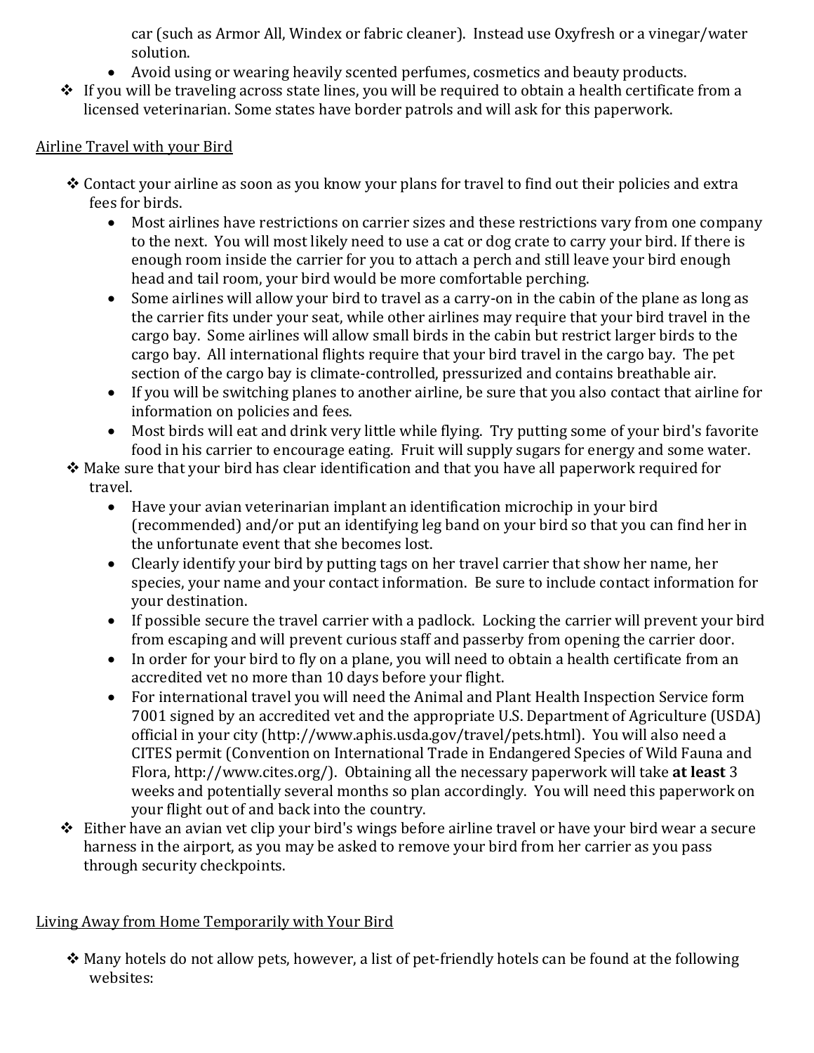car (such as Armor All, Windex or fabric cleaner). Instead use Oxyfresh or a vinegar/water solution.
    - Avoid using or wearing heavily scented perfumes, cosmetics and beauty products.
- If you will be traveling across state lines, you will be required to obtain a health certificate from a licensed veterinarian. Some states have border patrols and will ask for this paperwork.

<u>Airline Travel with your Bird</u>

- Contact your airline as soon as you know your plans for travel to find out their policies and extra fees for birds.
    - Most airlines have restrictions on carrier sizes and these restrictions vary from one company to the next. You will most likely need to use a cat or dog crate to carry your bird. If there is enough room inside the carrier for you to attach a perch and still leave your bird enough head and tail room, your bird would be more comfortable perching.
    - Some airlines will allow your bird to travel as a carry-on in the cabin of the plane as long as the carrier fits under your seat, while other airlines may require that your bird travel in the cargo bay. Some airlines will allow small birds in the cabin but restrict larger birds to the cargo bay. All international flights require that your bird travel in the cargo bay. The pet section of the cargo bay is climate-controlled, pressurized and contains breathable air.
    - If you will be switching planes to another airline, be sure that you also contact that airline for information on policies and fees.
    - Most birds will eat and drink very little while flying. Try putting some of your bird's favorite food in his carrier to encourage eating. Fruit will supply sugars for energy and some water.
- Make sure that your bird has clear identification and that you have all paperwork required for travel.
    - Have your avian veterinarian implant an identification microchip in your bird (recommended) and/or put an identifying leg band on your bird so that you can find her in the unfortunate event that she becomes lost.
    - Clearly identify your bird by putting tags on her travel carrier that show her name, her species, your name and your contact information. Be sure to include contact information for your destination.
    - If possible secure the travel carrier with a padlock. Locking the carrier will prevent your bird from escaping and will prevent curious staff and passerby from opening the carrier door.
    - In order for your bird to fly on a plane, you will need to obtain a health certificate from an accredited vet no more than 10 days before your flight.
    - For international travel you will need the Animal and Plant Health Inspection Service form 7001 signed by an accredited vet and the appropriate U.S. Department of Agriculture (USDA) official in your city (http://www.aphis.usda.gov/travel/pets.html). You will also need a CITES permit (Convention on International Trade in Endangered Species of Wild Fauna and Flora, http://www.cites.org/). Obtaining all the necessary paperwork will take **at least** 3 weeks and potentially several months so plan accordingly. You will need this paperwork on your flight out of and back into the country.
- Either have an avian vet clip your bird's wings before airline travel or have your bird wear a secure harness in the airport, as you may be asked to remove your bird from her carrier as you pass through security checkpoints.

<u>Living Away from Home Temporarily with Your Bird</u>

- Many hotels do not allow pets, however, a list of pet-friendly hotels can be found at the following websites: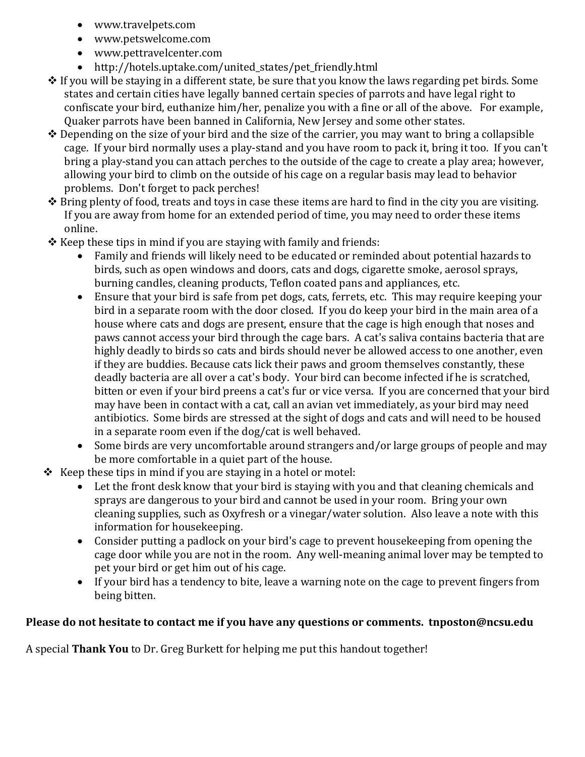- www.travelpets.com
- www.petswelcome.com
- www.pettravelcenter.com
- http://hotels.uptake.com/united_states/pet_friendly.html

❖ If you will be staying in a different state, be sure that you know the laws regarding pet birds. Some states and certain cities have legally banned certain species of parrots and have legal right to confiscate your bird, euthanize him/her, penalize you with a fine or all of the above. For example, Quaker parrots have been banned in California, New Jersey and some other states.

❖ Depending on the size of your bird and the size of the carrier, you may want to bring a collapsible cage. If your bird normally uses a play-stand and you have room to pack it, bring it too. If you can't bring a play-stand you can attach perches to the outside of the cage to create a play area; however, allowing your bird to climb on the outside of his cage on a regular basis may lead to behavior problems. Don't forget to pack perches!

❖ Bring plenty of food, treats and toys in case these items are hard to find in the city you are visiting. If you are away from home for an extended period of time, you may need to order these items online.

❖ Keep these tips in mind if you are staying with family and friends:
- Family and friends will likely need to be educated or reminded about potential hazards to birds, such as open windows and doors, cats and dogs, cigarette smoke, aerosol sprays, burning candles, cleaning products, Teflon coated pans and appliances, etc.
- Ensure that your bird is safe from pet dogs, cats, ferrets, etc. This may require keeping your bird in a separate room with the door closed. If you do keep your bird in the main area of a house where cats and dogs are present, ensure that the cage is high enough that noses and paws cannot access your bird through the cage bars. A cat's saliva contains bacteria that are highly deadly to birds so cats and birds should never be allowed access to one another, even if they are buddies. Because cats lick their paws and groom themselves constantly, these deadly bacteria are all over a cat's body. Your bird can become infected if he is scratched, bitten or even if your bird preens a cat's fur or vice versa. If you are concerned that your bird may have been in contact with a cat, call an avian vet immediately, as your bird may need antibiotics. Some birds are stressed at the sight of dogs and cats and will need to be housed in a separate room even if the dog/cat is well behaved.
- Some birds are very uncomfortable around strangers and/or large groups of people and may be more comfortable in a quiet part of the house.

❖ Keep these tips in mind if you are staying in a hotel or motel:
- Let the front desk know that your bird is staying with you and that cleaning chemicals and sprays are dangerous to your bird and cannot be used in your room. Bring your own cleaning supplies, such as Oxyfresh or a vinegar/water solution. Also leave a note with this information for housekeeping.
- Consider putting a padlock on your bird's cage to prevent housekeeping from opening the cage door while you are not in the room. Any well-meaning animal lover may be tempted to pet your bird or get him out of his cage.
- If your bird has a tendency to bite, leave a warning note on the cage to prevent fingers from being bitten.

**Please do not hesitate to contact me if you have any questions or comments. tnposton@ncsu.edu**

A special **Thank You** to Dr. Greg Burkett for helping me put this handout together!